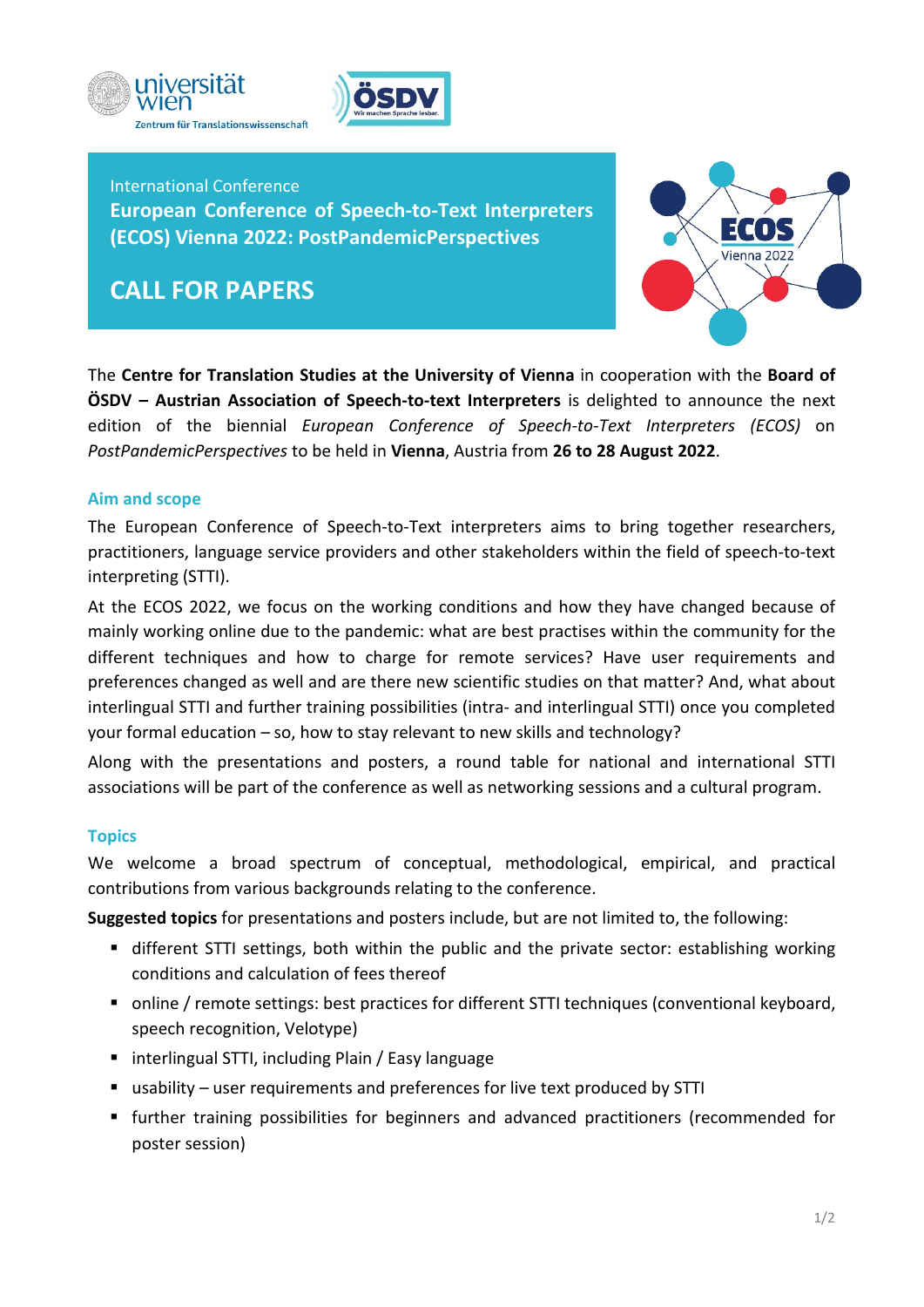universität wien

Zentrum für Translationswissenschaft

ÖSDV Wir machen Sprache lesbar.

International Conference

**European Conference of Speech-to-Text Interpreters (ECOS) Vienna 2022: PostPandemicPerspectives**

# CALL FOR PAPERS

ECOS Vienna 2022

The **Centre for Translation Studies at the University of Vienna** in cooperation with the **Board of ÖSDV – Austrian Association of Speech-to-text Interpreters** is delighted to announce the next edition of the biennial *European Conference of Speech-to-Text Interpreters (ECOS)* on *PostPandemicPerspectives* to be held in **Vienna**, Austria from **26 to 28 August 2022**.

## Aim and scope

The European Conference of Speech-to-Text interpreters aims to bring together researchers, practitioners, language service providers and other stakeholders within the field of speech-to-text interpreting (STTI).

At the ECOS 2022, we focus on the working conditions and how they have changed because of mainly working online due to the pandemic: what are best practises within the community for the different techniques and how to charge for remote services? Have user requirements and preferences changed as well and are there new scientific studies on that matter? And, what about interlingual STTI and further training possibilities (intra- and interlingual STTI) once you completed your formal education – so, how to stay relevant to new skills and technology?

Along with the presentations and posters, a round table for national and international STTI associations will be part of the conference as well as networking sessions and a cultural program.

## Topics

We welcome a broad spectrum of conceptual, methodological, empirical, and practical contributions from various backgrounds relating to the conference.

**Suggested topics** for presentations and posters include, but are not limited to, the following:

- different STTI settings, both within the public and the private sector: establishing working conditions and calculation of fees thereof
- online / remote settings: best practices for different STTI techniques (conventional keyboard, speech recognition, Velotype)
- interlingual STTI, including Plain / Easy language
- usability – user requirements and preferences for live text produced by STTI
- further training possibilities for beginners and advanced practitioners (recommended for poster session)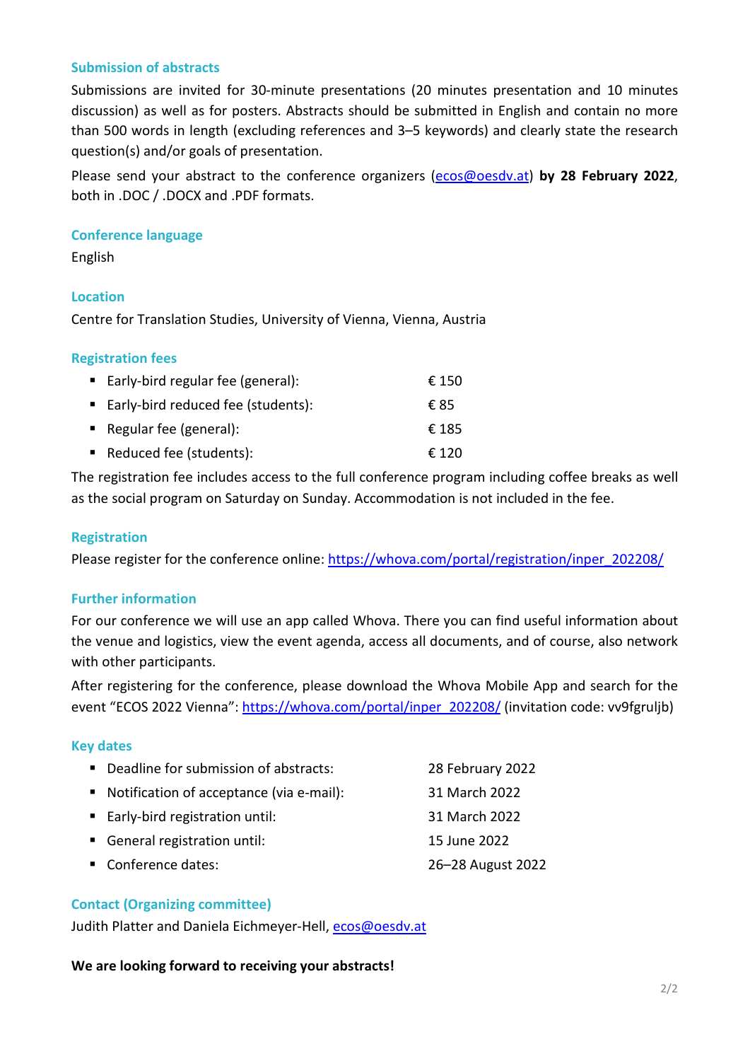### Submission of abstracts

Submissions are invited for 30-minute presentations (20 minutes presentation and 10 minutes discussion) as well as for posters. Abstracts should be submitted in English and contain no more than 500 words in length (excluding references and 3–5 keywords) and clearly state the research question(s) and/or goals of presentation.

Please send your abstract to the conference organizers (ecos@oesdv.at) **by 28 February 2022**, both in .DOC / .DOCX and .PDF formats.

### Conference language

English

### Location

Centre for Translation Studies, University of Vienna, Vienna, Austria

### Registration fees

- Early-bird regular fee (general): € 150
- Early-bird reduced fee (students): € 85
- Regular fee (general): € 185
- Reduced fee (students): € 120

The registration fee includes access to the full conference program including coffee breaks as well as the social program on Saturday on Sunday. Accommodation is not included in the fee.

### Registration

Please register for the conference online: https://whova.com/portal/registration/inper_202208/

### Further information

For our conference we will use an app called Whova. There you can find useful information about the venue and logistics, view the event agenda, access all documents, and of course, also network with other participants.

After registering for the conference, please download the Whova Mobile App and search for the event "ECOS 2022 Vienna": https://whova.com/portal/inper_202208/ (invitation code: vv9fgruljb)

### Key dates

- Deadline for submission of abstracts: 28 February 2022
- Notification of acceptance (via e-mail): 31 March 2022
- Early-bird registration until: 31 March 2022
- General registration until: 15 June 2022
- Conference dates: 26–28 August 2022

### Contact (Organizing committee)

Judith Platter and Daniela Eichmeyer-Hell, ecos@oesdv.at

**We are looking forward to receiving your abstracts!**